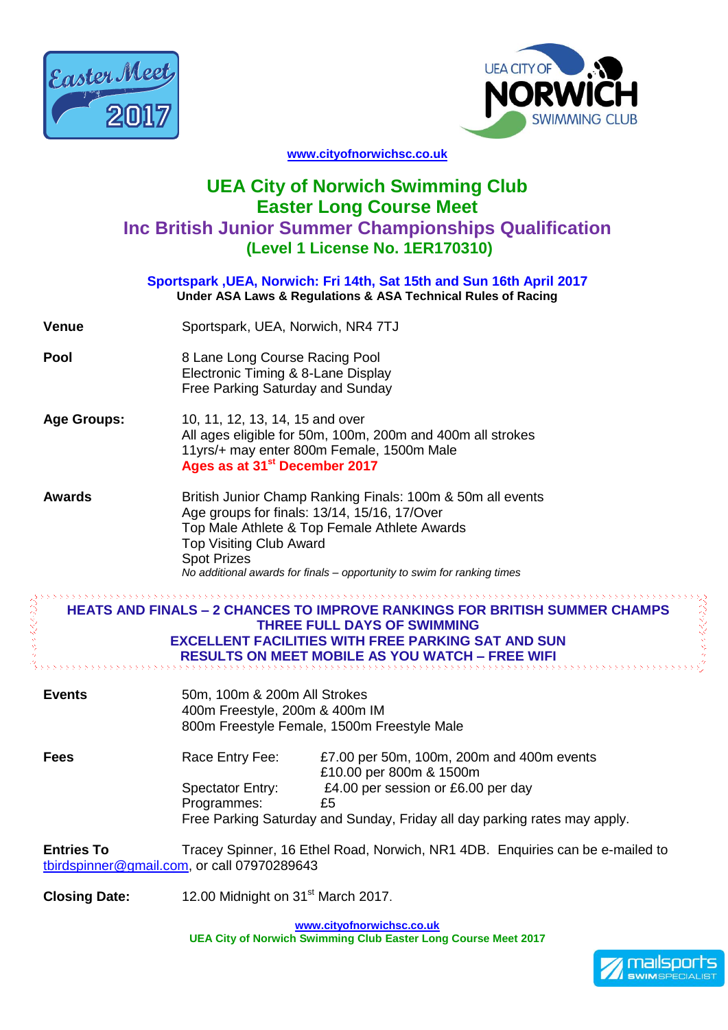www.cityofnorwichsc.co.uk

# UEA City of Norwich Swimming Club
# Easter Long Course Meet
## Inc British Junior Summer Championships Qualification
### (Level 1 License No. 1ER170310)

**Sportspark ,UEA, Norwich: Fri 14th, Sat 15th and Sun 16th April 2017**
**Under ASA Laws & Regulations & ASA Technical Rules of Racing**

**Venue** Sportspark, UEA, Norwich, NR4 7TJ

**Pool** 8 Lane Long Course Racing Pool
Electronic Timing & 8-Lane Display
Free Parking Saturday and Sunday

**Age Groups:** 10, 11, 12, 13, 14, 15 and over
All ages eligible for 50m, 100m, 200m and 400m all strokes
11yrs/+ may enter 800m Female, 1500m Male
**Ages as at 31st December 2017**

**Awards** British Junior Champ Ranking Finals: 100m & 50m all events
Age groups for finals: 13/14, 15/16, 17/Over
Top Male Athlete & Top Female Athlete Awards
Top Visiting Club Award
Spot Prizes
*No additional awards for finals – opportunity to swim for ranking times*

**HEATS AND FINALS – 2 CHANCES TO IMPROVE RANKINGS FOR BRITISH SUMMER CHAMPS**
**THREE FULL DAYS OF SWIMMING**
**EXCELLENT FACILITIES WITH FREE PARKING SAT AND SUN**
**RESULTS ON MEET MOBILE AS YOU WATCH – FREE WIFI**

**Events** 50m, 100m & 200m All Strokes
400m Freestyle, 200m & 400m IM
800m Freestyle Female, 1500m Freestyle Male

**Fees**

| | |
|---|---|
| Race Entry Fee: | £7.00 per 50m, 100m, 200m and 400m events |
| | £10.00 per 800m & 1500m |
| Spectator Entry: | £4.00 per session or £6.00 per day |
| Programmes: | £5 |

Free Parking Saturday and Sunday, Friday all day parking rates may apply.

**Entries To** Tracey Spinner, 16 Ethel Road, Norwich, NR1 4DB. Enquiries can be e-mailed to tbirdspinner@gmail.com, or call 07970289643

**Closing Date:** 12.00 Midnight on 31st March 2017.

www.cityofnorwichsc.co.uk
UEA City of Norwich Swimming Club Easter Long Course Meet 2017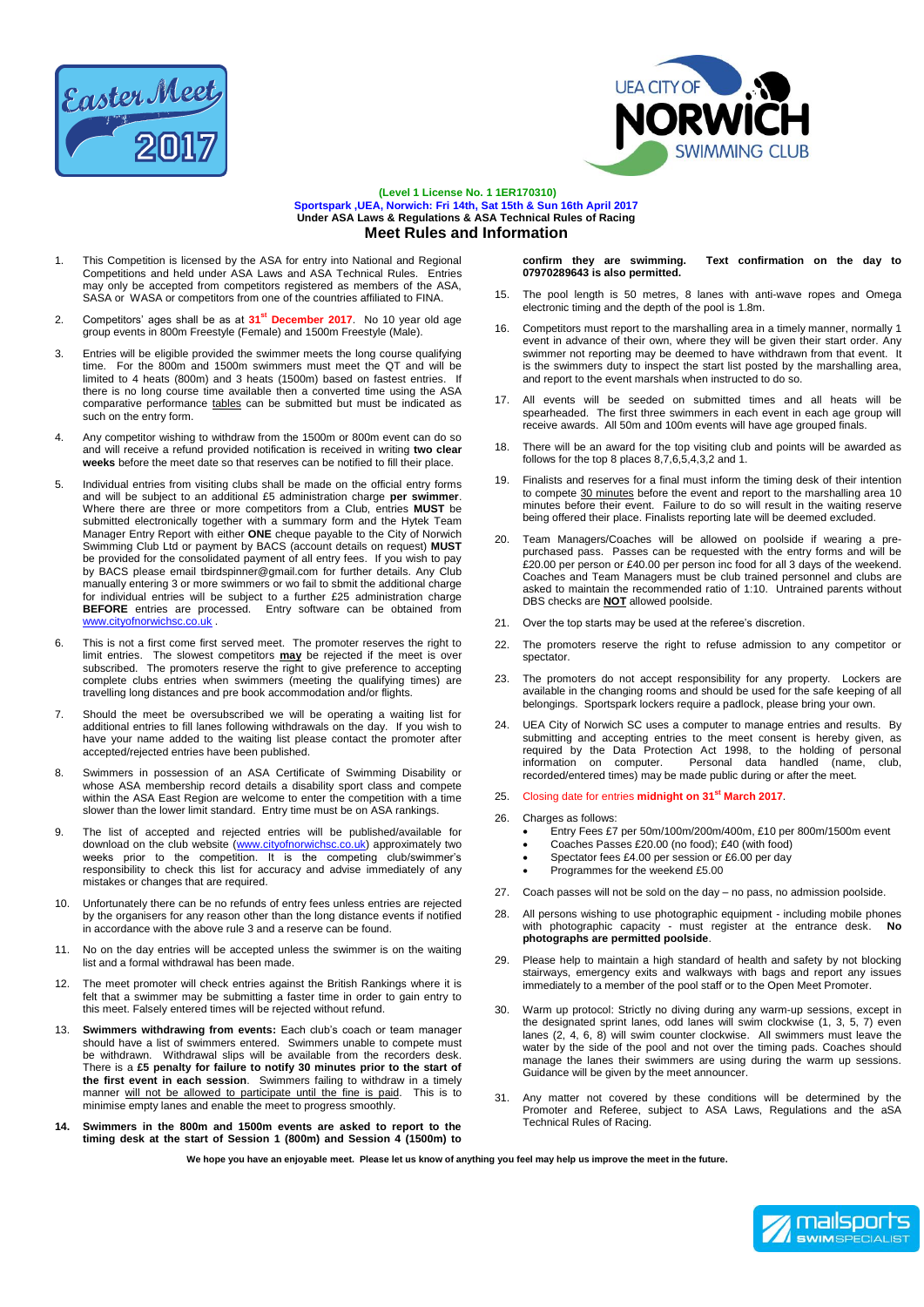(Level 1 License No. 1 1ER170310)

**Sportspark ,UEA, Norwich: Fri 14th, Sat 15th & Sun 16th April 2017**

**Under ASA Laws & Regulations & ASA Technical Rules of Racing**

# Meet Rules and Information

1. This Competition is licensed by the ASA for entry into National and Regional Competitions and held under ASA Laws and ASA Technical Rules. Entries may only be accepted from competitors registered as members of the ASA, SASA or WASA or competitors from one of the countries affiliated to FINA.

2. Competitors' ages shall be as at **31st December 2017**. No 10 year old age group events in 800m Freestyle (Female) and 1500m Freestyle (Male).

3. Entries will be eligible provided the swimmer meets the long course qualifying time. For the 800m and 1500m swimmers must meet the QT and will be limited to 4 heats (800m) and 3 heats (1500m) based on fastest entries. If there is no long course time available then a converted time using the ASA comparative performance tables can be submitted but must be indicated as such on the entry form.

4. Any competitor wishing to withdraw from the 1500m or 800m event can do so and will receive a refund provided notification is received in writing **two clear weeks** before the meet date so that reserves can be notified to fill their place.

5. Individual entries from visiting clubs shall be made on the official entry forms and will be subject to an additional £5 administration charge **per swimmer**. Where there are three or more competitors from a Club, entries **MUST** be submitted electronically together with a summary form and the Hytek Team Manager Entry Report with either **ONE** cheque payable to the City of Norwich Swimming Club Ltd or payment by BACS (account details on request) **MUST** be provided for the consolidated payment of all entry fees. If you wish to pay by BACS please email tbirdspinner@gmail.com for further details. Any Club manually entering 3 or more swimmers or we fail to sbmit the additional charge for individual entries will be subject to a further £25 administration charge **BEFORE** entries are processed. Entry software can be obtained from www.cityofnorwichsc.co.uk .

6. This is not a first come first served meet. The promoter reserves the right to limit entries. The slowest competitors **may** be rejected if the meet is over subscribed. The promoters reserve the right to give preference to accepting complete clubs entries when swimmers (meeting the qualifying times) are travelling long distances and pre book accommodation and/or flights.

7. Should the meet be oversubscribed we will be operating a waiting list for additional entries to fill lanes following withdrawals on the day. If you wish to have your name added to the waiting list please contact the promoter after accepted/rejected entries have been published.

8. Swimmers in possession of an ASA Certificate of Swimming Disability or whose ASA membership record details a disability sport class and compete within the ASA East Region are welcome to enter the competition with a time slower than the lower limit standard. Entry time must be on ASA rankings.

9. The list of accepted and rejected entries will be published/available for download on the club website (www.cityofnorwichsc.co.uk) approximately two weeks prior to the competition. It is the competing club/swimmer's responsibility to check this list for accuracy and advise immediately of any mistakes or changes that are required.

10. Unfortunately there can be no refunds of entry fees unless entries are rejected by the organisers for any reason other than the long distance events if notified in accordance with the above rule 3 and a reserve can be found.

11. No on the day entries will be accepted unless the swimmer is on the waiting list and a formal withdrawal has been made.

12. The meet promoter will check entries against the British Rankings where it is felt that a swimmer may be submitting a faster time in order to gain entry to this meet. Falsely entered times will be rejected without refund.

13. **Swimmers withdrawing from events:** Each club's coach or team manager should have a list of swimmers entered. Swimmers unable to compete must be withdrawn. Withdrawal slips will be available from the recorders desk. There is a **£5 penalty for failure to notify 30 minutes prior to the start of the first event in each session**. Swimmers failing to withdraw in a timely manner will not be allowed to participate until the fine is paid. This is to minimise empty lanes and enable the meet to progress smoothly.

14. **Swimmers in the 800m and 1500m events are asked to report to the timing desk at the start of Session 1 (800m) and Session 4 (1500m) to confirm they are swimming. Text confirmation on the day to 07970289643 is also permitted.**

15. The pool length is 50 metres, 8 lanes with anti-wave ropes and Omega electronic timing and the depth of the pool is 1.8m.

16. Competitors must report to the marshalling area in a timely manner, normally 1 event in advance of their own, where they will be given their start order. Any swimmer not reporting may be deemed to have withdrawn from that event. It is the swimmers duty to inspect the start list posted by the marshalling area, and report to the event marshals when instructed to do so.

17. All events will be seeded on submitted times and all heats will be spearheaded. The first three swimmers in each event in each age group will receive awards. All 50m and 100m events will have age grouped finals.

18. There will be an award for the top visiting club and points will be awarded as follows for the top 8 places 8,7,6,5,4,3,2 and 1.

19. Finalists and reserves for a final must inform the timing desk of their intention to compete 30 minutes before the event and report to the marshalling area 10 minutes before their event. Failure to do so will result in the waiting reserve being offered their place. Finalists reporting late will be deemed excluded.

20. Team Managers/Coaches will be allowed on poolside if wearing a pre-purchased pass. Passes can be requested with the entry forms and will be £20.00 per person or £40.00 per person inc food for all 3 days of the weekend. Coaches and Team Managers must be club trained personnel and clubs are asked to maintain the recommended ratio of 1:10. Untrained parents without DBS checks are **NOT** allowed poolside.

21. Over the top starts may be used at the referee's discretion.

22. The promoters reserve the right to refuse admission to any competitor or spectator.

23. The promoters do not accept responsibility for any property. Lockers are available in the changing rooms and should be used for the safe keeping of all belongings. Sportspark lockers require a padlock, please bring your own.

24. UEA City of Norwich SC uses a computer to manage entries and results. By submitting and accepting entries to the meet consent is hereby given, as required by the Data Protection Act 1998, to the holding of personal information on computer. Personal data handled (name, club, recorded/entered times) may be made public during or after the meet.

25. Closing date for entries **midnight on 31st March 2017**.

26. Charges as follows:
    - Entry Fees £7 per 50m/100m/200m/400m, £10 per 800m/1500m event
    - Coaches Passes £20.00 (no food); £40 (with food)
    - Spectator fees £4.00 per session or £6.00 per day
    - Programmes for the weekend £5.00

27. Coach passes will not be sold on the day – no pass, no admission poolside.

28. All persons wishing to use photographic equipment - including mobile phones with photographic capacity - must register at the entrance desk. **No photographs are permitted poolside**.

29. Please help to maintain a high standard of health and safety by not blocking stairways, emergency exits and walkways with bags and report any issues immediately to a member of the pool staff or to the Open Meet Promoter.

30. Warm up protocol: Strictly no diving during any warm-up sessions, except in the designated sprint lanes, odd lanes will swim clockwise (1, 3, 5, 7) even lanes (2, 4, 6, 8) will swim counter clockwise. All swimmers must leave the water by the side of the pool and not over the timing pads. Coaches should manage the lanes their swimmers are using during the warm up sessions. Guidance will be given by the meet announcer.

31. Any matter not covered by these conditions will be determined by the Promoter and Referee, subject to ASA Laws, Regulations and the aSA Technical Rules of Racing.

**We hope you have an enjoyable meet. Please let us know of anything you feel may help us improve the meet in the future.**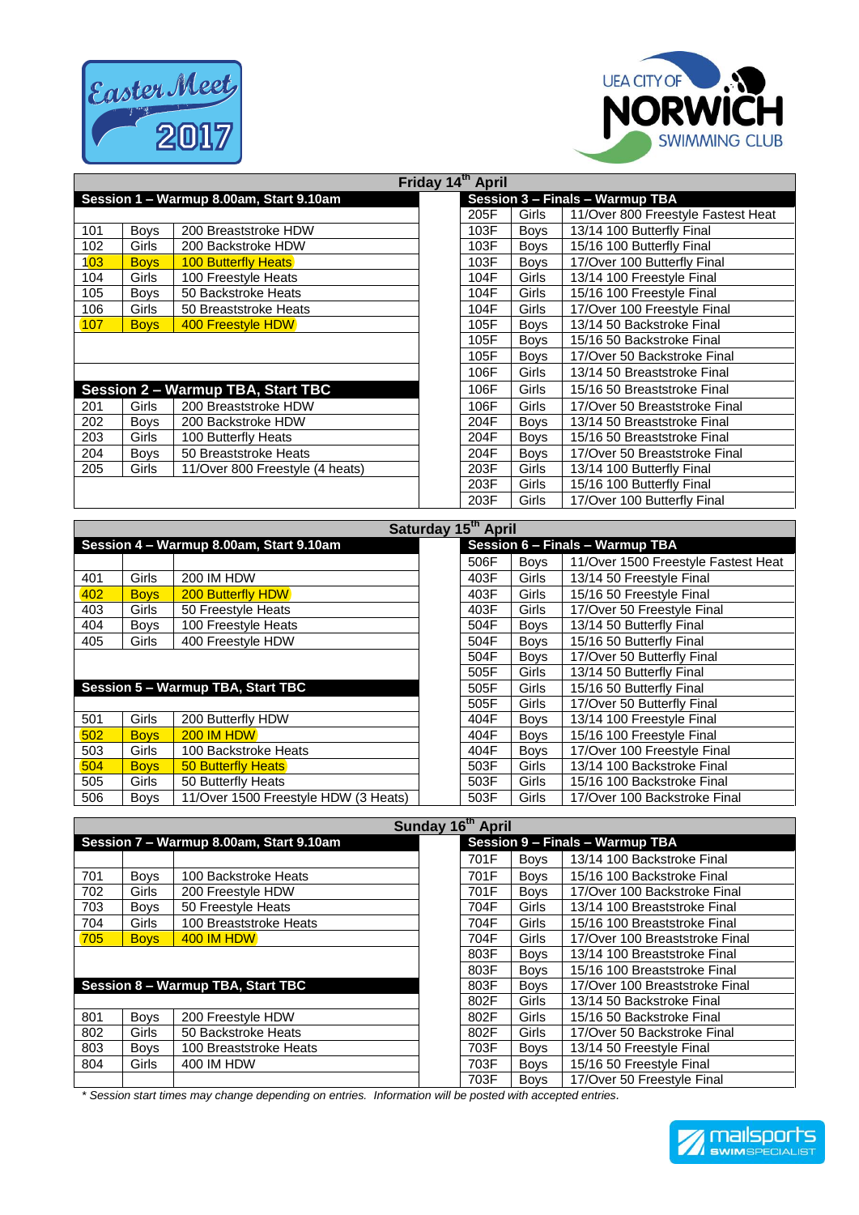Easter Meet 2017

UEA CITY OF NORWICH SWIMMING CLUB

## Friday 14th April

| Session 1 – Warmup 8.00am, Start 9.10am | | |
|---|---|---|
| 101 | Boys | 200 Breaststroke HDW |
| 102 | Girls | 200 Backstroke HDW |
| 103 | Boys | 100 Butterfly Heats |
| 104 | Girls | 100 Freestyle Heats |
| 105 | Boys | 50 Backstroke Heats |
| 106 | Girls | 50 Breaststroke Heats |
| 107 | Boys | 400 Freestyle HDW |

| Session 2 – Warmup TBA, Start TBC | | |
|---|---|---|
| 201 | Girls | 200 Breaststroke HDW |
| 202 | Boys | 200 Backstroke HDW |
| 203 | Girls | 100 Butterfly Heats |
| 204 | Boys | 50 Breaststroke Heats |
| 205 | Girls | 11/Over 800 Freestyle (4 heats) |

| Session 3 – Finals – Warmup TBA | | |
|---|---|---|
| 205F | Girls | 11/Over 800 Freestyle Fastest Heat |
| 103F | Boys | 13/14 100 Butterfly Final |
| 103F | Boys | 15/16 100 Butterfly Final |
| 103F | Boys | 17/Over 100 Butterfly Final |
| 104F | Girls | 13/14 100 Freestyle Final |
| 104F | Girls | 15/16 100 Freestyle Final |
| 104F | Girls | 17/Over 100 Freestyle Final |
| 105F | Boys | 13/14 50 Backstroke Final |
| 105F | Boys | 15/16 50 Backstroke Final |
| 105F | Boys | 17/Over 50 Backstroke Final |
| 106F | Girls | 13/14 50 Breaststroke Final |
| 106F | Girls | 15/16 50 Breaststroke Final |
| 106F | Girls | 17/Over 50 Breaststroke Final |
| 204F | Boys | 13/14 50 Breaststroke Final |
| 204F | Boys | 15/16 50 Breaststroke Final |
| 204F | Boys | 17/Over 50 Breaststroke Final |
| 203F | Girls | 13/14 100 Butterfly Final |
| 203F | Girls | 15/16 100 Butterfly Final |
| 203F | Girls | 17/Over 100 Butterfly Final |

## Saturday 15th April

| Session 4 – Warmup 8.00am, Start 9.10am | | |
|---|---|---|
| 401 | Girls | 200 IM HDW |
| 402 | Boys | 200 Butterfly HDW |
| 403 | Girls | 50 Freestyle Heats |
| 404 | Boys | 100 Freestyle Heats |
| 405 | Girls | 400 Freestyle HDW |

| Session 5 – Warmup TBA, Start TBC | | |
|---|---|---|
| 501 | Girls | 200 Butterfly HDW |
| 502 | Boys | 200 IM HDW |
| 503 | Girls | 100 Backstroke Heats |
| 504 | Boys | 50 Butterfly Heats |
| 505 | Girls | 50 Butterfly Heats |
| 506 | Boys | 11/Over 1500 Freestyle HDW (3 Heats) |

| Session 6 – Finals – Warmup TBA | | |
|---|---|---|
| 506F | Boys | 11/Over 1500 Freestyle Fastest Heat |
| 403F | Girls | 13/14 50 Freestyle Final |
| 403F | Girls | 15/16 50 Freestyle Final |
| 403F | Girls | 17/Over 50 Freestyle Final |
| 504F | Boys | 13/14 50 Butterfly Final |
| 504F | Boys | 15/16 50 Butterfly Final |
| 504F | Boys | 17/Over 50 Butterfly Final |
| 505F | Girls | 13/14 50 Butterfly Final |
| 505F | Girls | 15/16 50 Butterfly Final |
| 505F | Girls | 17/Over 50 Butterfly Final |
| 404F | Boys | 13/14 100 Freestyle Final |
| 404F | Boys | 15/16 100 Freestyle Final |
| 404F | Boys | 17/Over 100 Freestyle Final |
| 503F | Girls | 13/14 100 Backstroke Final |
| 503F | Girls | 15/16 100 Backstroke Final |
| 503F | Girls | 17/Over 100 Backstroke Final |

## Sunday 16th April

| Session 7 – Warmup 8.00am, Start 9.10am | | |
|---|---|---|
| 701 | Boys | 100 Backstroke Heats |
| 702 | Girls | 200 Freestyle HDW |
| 703 | Boys | 50 Freestyle Heats |
| 704 | Girls | 100 Breaststroke Heats |
| 705 | Boys | 400 IM HDW |

| Session 8 – Warmup TBA, Start TBC | | |
|---|---|---|
| 801 | Boys | 200 Freestyle HDW |
| 802 | Girls | 50 Backstroke Heats |
| 803 | Boys | 100 Breaststroke Heats |
| 804 | Girls | 400 IM HDW |

| Session 9 – Finals – Warmup TBA | | |
|---|---|---|
| 701F | Boys | 13/14 100 Backstroke Final |
| 701F | Boys | 15/16 100 Backstroke Final |
| 701F | Boys | 17/Over 100 Backstroke Final |
| 704F | Girls | 13/14 100 Breaststroke Final |
| 704F | Girls | 15/16 100 Breaststroke Final |
| 704F | Girls | 17/Over 100 Breaststroke Final |
| 803F | Boys | 13/14 100 Breaststroke Final |
| 803F | Boys | 15/16 100 Breaststroke Final |
| 803F | Boys | 17/Over 100 Breaststroke Final |
| 802F | Girls | 13/14 50 Backstroke Final |
| 802F | Girls | 15/16 50 Backstroke Final |
| 802F | Girls | 17/Over 50 Backstroke Final |
| 703F | Boys | 13/14 50 Freestyle Final |
| 703F | Boys | 15/16 50 Freestyle Final |
| 703F | Boys | 17/Over 50 Freestyle Final |

*\* Session start times may change depending on entries. Information will be posted with accepted entries.*

mailsports SWIMSPECIALIST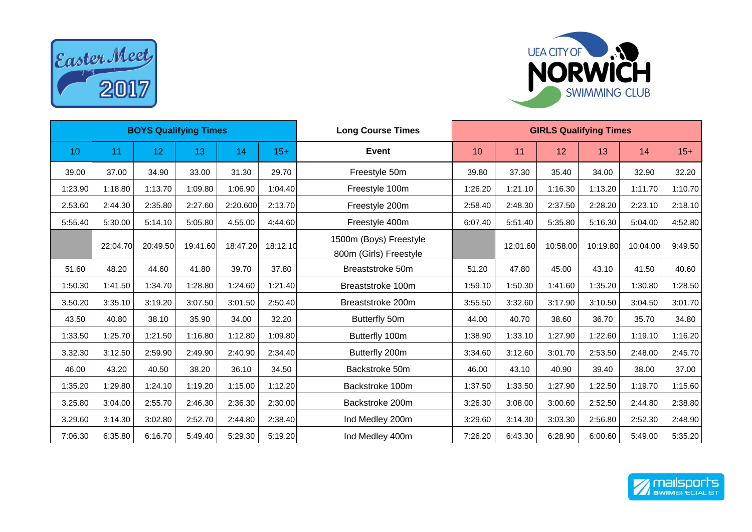| BOYS Qualifying Times | | | | | | Long Course Times | GIRLS Qualifying Times | | | | | |
|---|---|---|---|---|---|---|---|---|---|---|---|---|
| 10 | 11 | 12 | 13 | 14 | 15+ | Event | 10 | 11 | 12 | 13 | 14 | 15+ |
| 39.00 | 37.00 | 34.90 | 33.00 | 31.30 | 29.70 | Freestyle 50m | 39.80 | 37.30 | 35.40 | 34.00 | 32.90 | 32.20 |
| 1:23.90 | 1:18.80 | 1:13.70 | 1:09.80 | 1:06.90 | 1:04.40 | Freestyle 100m | 1:26.20 | 1:21.10 | 1:16.30 | 1:13.20 | 1:11.70 | 1:10.70 |
| 2.53.60 | 2:44.30 | 2:35.80 | 2:27.60 | 2:20.600 | 2:13.70 | Freestyle 200m | 2:58.40 | 2:48.30 | 2:37.50 | 2:28.20 | 2:23.10 | 2:18.10 |
| 5:55.40 | 5:30.00 | 5:14.10 | 5:05.80 | 4.55.00 | 4:44.60 | Freestyle 400m | 6:07.40 | 5:51.40 | 5:35.80 | 5:16.30 | 5:04.00 | 4:52.80 |
| | 22:04.70 | 20:49.50 | 19:41.60 | 18:47.20 | 18:12.10 | 1500m (Boys) Freestyle 800m (Girls) Freestyle | | 12:01.60 | 10:58.00 | 10:19.80 | 10:04.00 | 9:49.50 |
| 51.60 | 48.20 | 44.60 | 41.80 | 39.70 | 37.80 | Breaststroke 50m | 51.20 | 47.80 | 45.00 | 43.10 | 41.50 | 40.60 |
| 1:50.30 | 1:41.50 | 1:34.70 | 1:28.80 | 1:24.60 | 1:21.40 | Breaststroke 100m | 1:59.10 | 1:50.30 | 1:41.60 | 1:35.20 | 1:30.80 | 1:28.50 |
| 3.50.20 | 3:35.10 | 3:19.20 | 3:07.50 | 3:01.50 | 2:50.40 | Breaststroke 200m | 3:55.50 | 3:32.60 | 3:17.90 | 3:10.50 | 3:04.50 | 3:01.70 |
| 43.50 | 40.80 | 38.10 | 35.90 | 34.00 | 32.20 | Butterfly 50m | 44.00 | 40.70 | 38.60 | 36.70 | 35.70 | 34.80 |
| 1:33.50 | 1:25.70 | 1:21.50 | 1:16.80 | 1:12.80 | 1:09.80 | Butterfly 100m | 1:38.90 | 1:33.10 | 1:27.90 | 1:22.60 | 1:19.10 | 1:16.20 |
| 3.32.30 | 3:12.50 | 2:59.90 | 2:49.90 | 2:40.90 | 2:34.40 | Butterfly 200m | 3:34.60 | 3:12.60 | 3:01.70 | 2:53.50 | 2:48.00 | 2:45.70 |
| 46.00 | 43.20 | 40.50 | 38.20 | 36.10 | 34.50 | Backstroke 50m | 46.00 | 43.10 | 40.90 | 39.40 | 38.00 | 37.00 |
| 1:35.20 | 1:29.80 | 1:24.10 | 1:19.20 | 1:15.00 | 1:12.20 | Backstroke 100m | 1:37.50 | 1:33.50 | 1:27.90 | 1:22.50 | 1:19.70 | 1:15.60 |
| 3.25.80 | 3:04.00 | 2:55.70 | 2:46.30 | 2:36.30 | 2:30.00 | Backstroke 200m | 3:26.30 | 3:08.00 | 3:00.60 | 2:52.50 | 2:44.80 | 2:38.80 |
| 3.29.60 | 3:14.30 | 3:02.80 | 2:52.70 | 2:44.80 | 2:38.40 | Ind Medley 200m | 3:29.60 | 3:14.30 | 3:03.30 | 2:56.80 | 2:52.30 | 2:48.90 |
| 7:06.30 | 6:35.80 | 6:16.70 | 5:49.40 | 5:29.30 | 5:19.20 | Ind Medley 400m | 7:26.20 | 6:43.30 | 6:28.90 | 6:00.60 | 5:49.00 | 5:35.20 |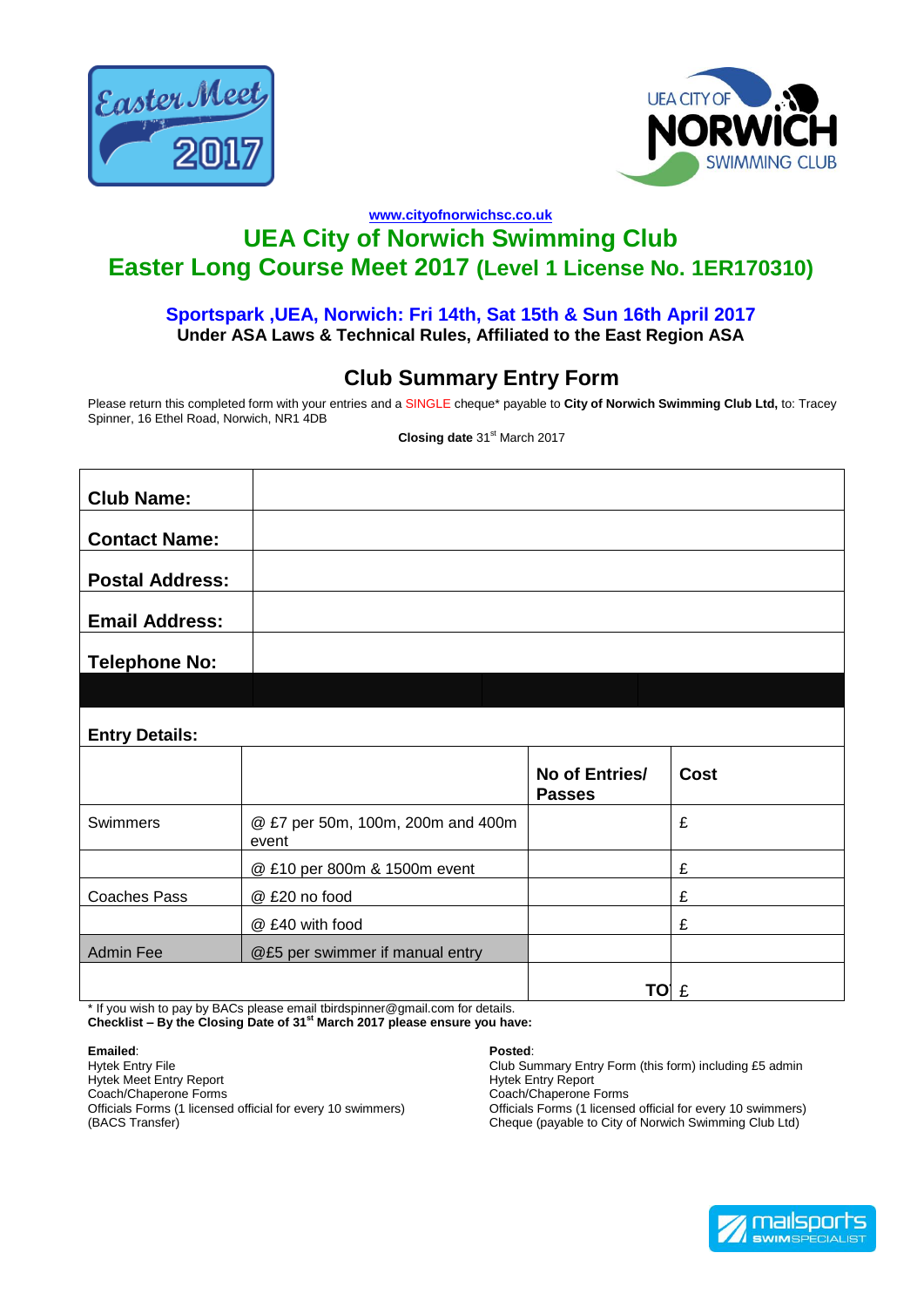www.cityofnorwichsc.co.uk

# UEA City of Norwich Swimming Club
# Easter Long Course Meet 2017 (Level 1 License No. 1ER170310)

### Sportspark ,UEA, Norwich: Fri 14th, Sat 15th & Sun 16th April 2017

**Under ASA Laws & Technical Rules, Affiliated to the East Region ASA**

## Club Summary Entry Form

Please return this completed form with your entries and a SINGLE cheque* payable to **City of Norwich Swimming Club Ltd,** to: Tracey Spinner, 16 Ethel Road, Norwich, NR1 4DB

**Closing date** 31st March 2017

| | |
|---|---|
| **Club Name:** | |
| **Contact Name:** | |
| **Postal Address:** | |
| **Email Address:** | |
| **Telephone No:** | |

**Entry Details:**

| | | No of Entries/ Passes | Cost |
|---|---|---|---|
| Swimmers | @ £7 per 50m, 100m, 200m and 400m event | | £ |
| | @ £10 per 800m & 1500m event | | £ |
| Coaches Pass | @ £20 no food | | £ |
| | @ £40 with food | | £ |
| Admin Fee | @£5 per swimmer if manual entry | | |
| | | **TO** | £ |

\* If you wish to pay by BACs please email tbirdspinner@gmail.com for details.

**Checklist – By the Closing Date of 31st March 2017 please ensure you have:**

**Emailed**:
Hytek Entry File
Hytek Meet Entry Report
Coach/Chaperone Forms
Officials Forms (1 licensed official for every 10 swimmers)
(BACS Transfer)

**Posted**:
Club Summary Entry Form (this form) including £5 admin
Hytek Entry Report
Coach/Chaperone Forms
Officials Forms (1 licensed official for every 10 swimmers)
Cheque (payable to City of Norwich Swimming Club Ltd)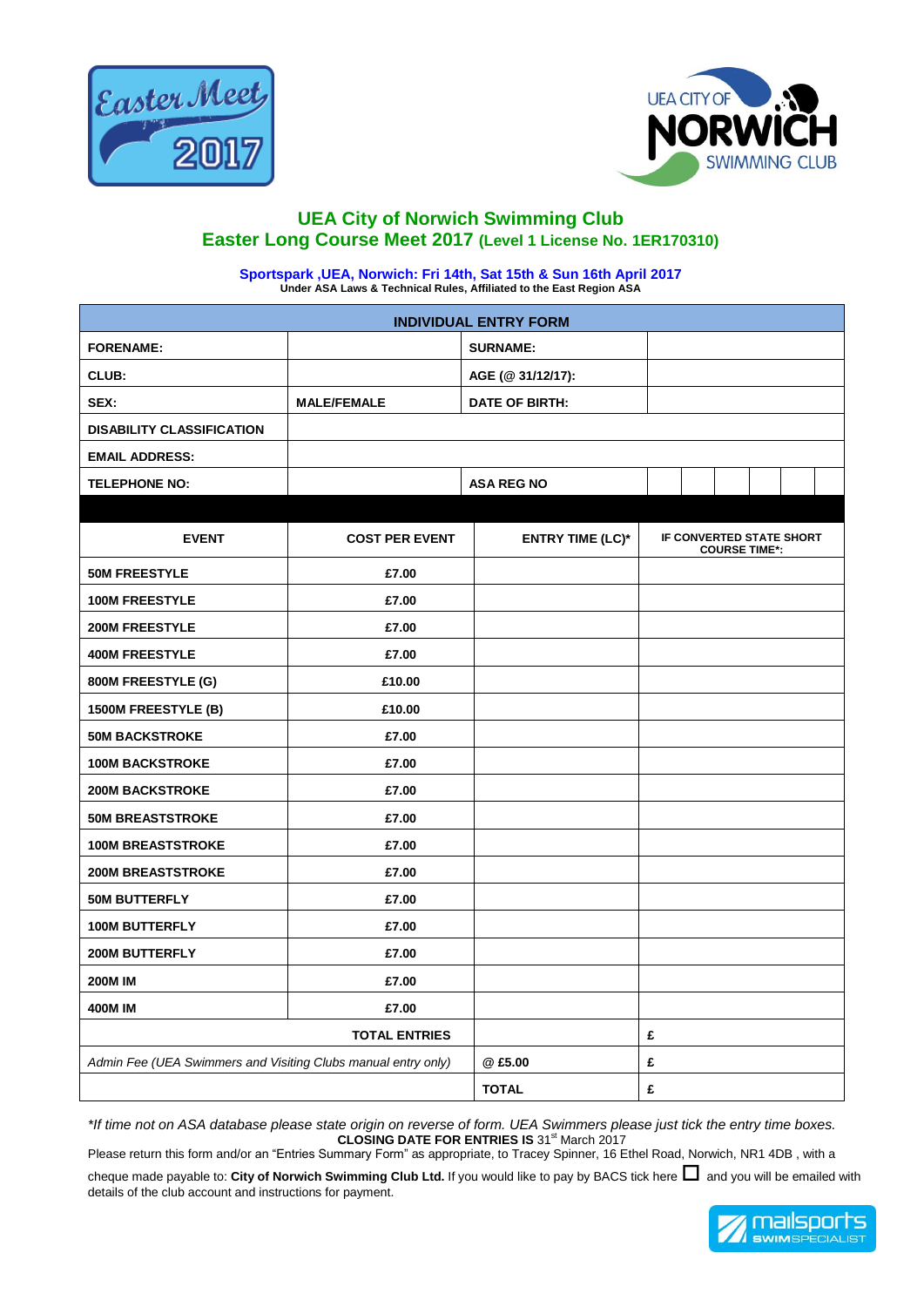# UEA City of Norwich Swimming Club
## Easter Long Course Meet 2017 (Level 1 License No. 1ER170310)

**Sportspark ,UEA, Norwich: Fri 14th, Sat 15th & Sun 16th April 2017**
**Under ASA Laws & Technical Rules, Affiliated to the East Region ASA**

| INDIVIDUAL ENTRY FORM | | | |
|---|---|---|---|
| **FORENAME:** | | **SURNAME:** | |
| **CLUB:** | | **AGE (@ 31/12/17):** | |
| **SEX:** | **MALE/FEMALE** | **DATE OF BIRTH:** | |
| **DISABILITY CLASSIFICATION** | | | |
| **EMAIL ADDRESS:** | | | |
| **TELEPHONE NO:** | | **ASA REG NO** | |

| EVENT | COST PER EVENT | ENTRY TIME (LC)* | IF CONVERTED STATE SHORT COURSE TIME*: |
|---|---|---|---|
| **50M FREESTYLE** | **£7.00** | | |
| **100M FREESTYLE** | **£7.00** | | |
| **200M FREESTYLE** | **£7.00** | | |
| **400M FREESTYLE** | **£7.00** | | |
| **800M FREESTYLE (G)** | **£10.00** | | |
| **1500M FREESTYLE (B)** | **£10.00** | | |
| **50M BACKSTROKE** | **£7.00** | | |
| **100M BACKSTROKE** | **£7.00** | | |
| **200M BACKSTROKE** | **£7.00** | | |
| **50M BREASTSTROKE** | **£7.00** | | |
| **100M BREASTSTROKE** | **£7.00** | | |
| **200M BREASTSTROKE** | **£7.00** | | |
| **50M BUTTERFLY** | **£7.00** | | |
| **100M BUTTERFLY** | **£7.00** | | |
| **200M BUTTERFLY** | **£7.00** | | |
| **200M IM** | **£7.00** | | |
| **400M IM** | **£7.00** | | |
| **TOTAL ENTRIES** | | | **£** |
| *Admin Fee (UEA Swimmers and Visiting Clubs manual entry only)* | | **@ £5.00** | **£** |
| | | **TOTAL** | **£** |

*\*If time not on ASA database please state origin on reverse of form. UEA Swimmers please just tick the entry time boxes.*

**CLOSING DATE FOR ENTRIES IS** 31st March 2017

Please return this form and/or an "Entries Summary Form" as appropriate, to Tracey Spinner, 16 Ethel Road, Norwich, NR1 4DB , with a cheque made payable to: **City of Norwich Swimming Club Ltd.** If you would like to pay by BACS tick here ☐ and you will be emailed with details of the club account and instructions for payment.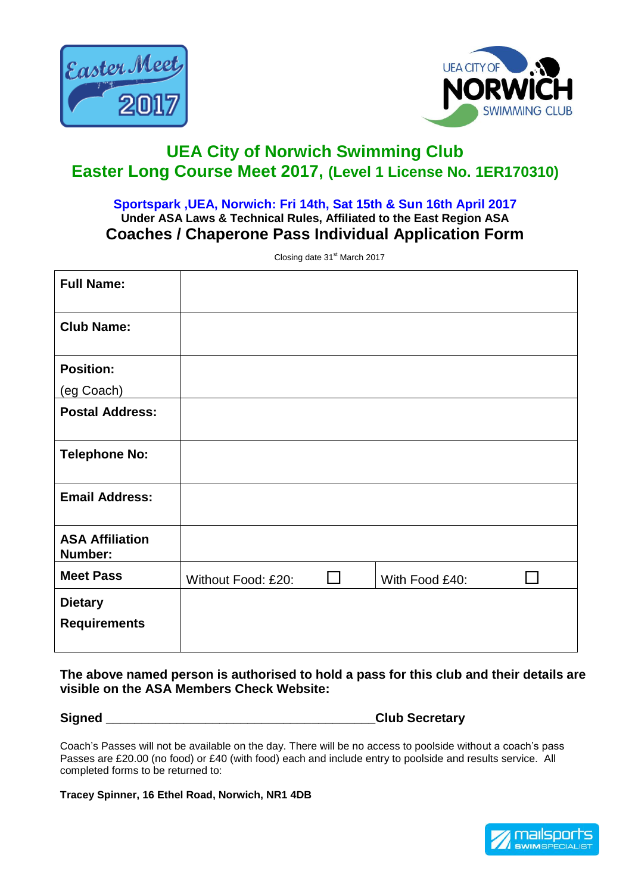# UEA City of Norwich Swimming Club

## Easter Long Course Meet 2017, (Level 1 License No. 1ER170310)

**Sportspark ,UEA, Norwich: Fri 14th, Sat 15th & Sun 16th April 2017**

**Under ASA Laws & Technical Rules, Affiliated to the East Region ASA**

## Coaches / Chaperone Pass Individual Application Form

Closing date 31st March 2017

| | | | | |
|---|---|---|---|---|
| **Full Name:** | | | | |
| **Club Name:** | | | | |
| **Position:** (eg Coach) | | | | |
| **Postal Address:** | | | | |
| **Telephone No:** | | | | |
| **Email Address:** | | | | |
| **ASA Affiliation Number:** | | | | |
| **Meet Pass** | Without Food: £20: | ☐ | With Food £40: | ☐ |
| **Dietary Requirements** | | | | |

**The above named person is authorised to hold a pass for this club and their details are visible on the ASA Members Check Website:**

**Signed \_\_\_\_\_\_\_\_\_\_\_\_\_\_\_\_\_\_\_\_\_\_\_\_\_\_\_\_\_\_\_\_\_\_\_\_\_\_Club Secretary**

Coach's Passes will not be available on the day. There will be no access to poolside without a coach's pass Passes are £20.00 (no food) or £40 (with food) each and include entry to poolside and results service. All completed forms to be returned to:

**Tracey Spinner, 16 Ethel Road, Norwich, NR1 4DB**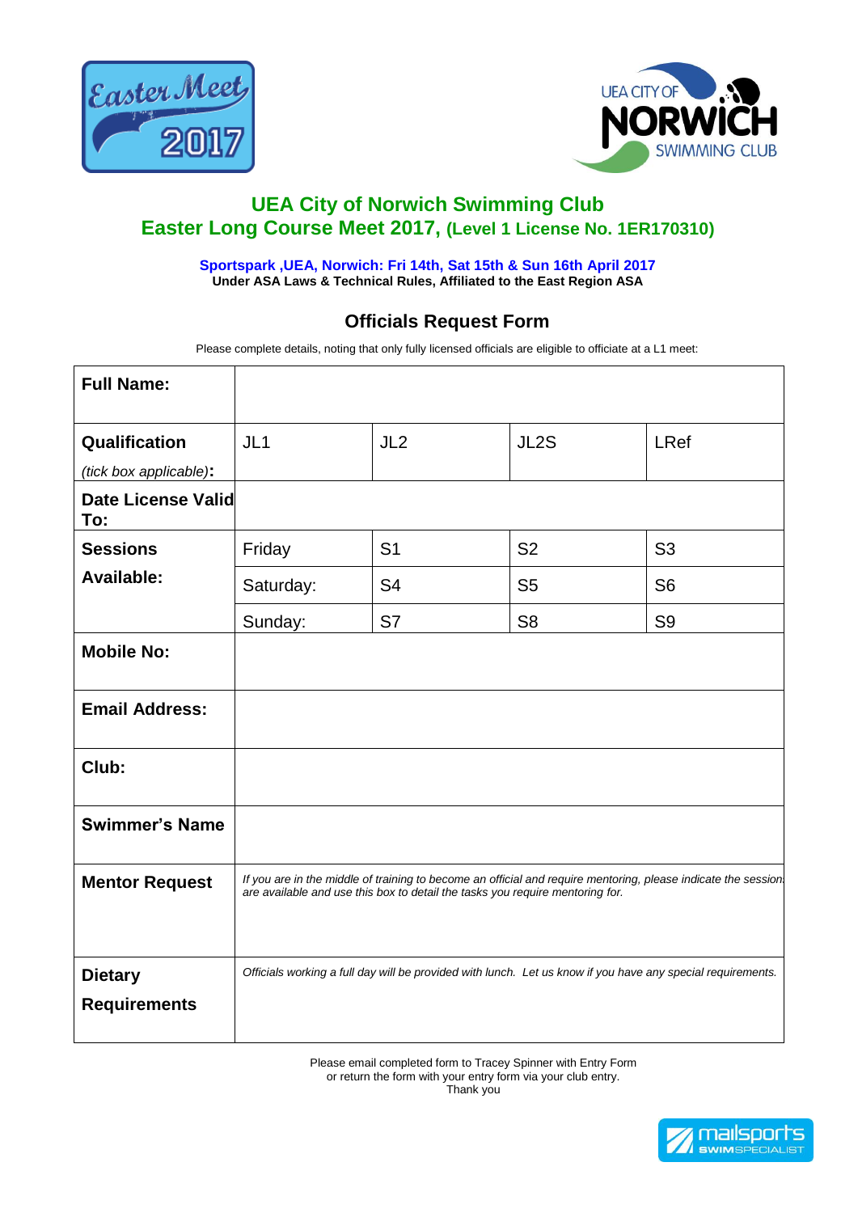## UEA City of Norwich Swimming Club
## Easter Long Course Meet 2017, (Level 1 License No. 1ER170310)

**Sportspark ,UEA, Norwich: Fri 14th, Sat 15th & Sun 16th April 2017**
**Under ASA Laws & Technical Rules, Affiliated to the East Region ASA**

### Officials Request Form

Please complete details, noting that only fully licensed officials are eligible to officiate at a L1 meet:

| | | | | |
|---|---|---|---|---|
| **Full Name:** | | | | |
| **Qualification** *(tick box applicable)***:** | JL1 | JL2 | JL2S | LRef |
| **Date License Valid To:** | | | | |
| **Sessions Available:** | Friday | S1 | S2 | S3 |
| | Saturday: | S4 | S5 | S6 |
| | Sunday: | S7 | S8 | S9 |
| **Mobile No:** | | | | |
| **Email Address:** | | | | |
| **Club:** | | | | |
| **Swimmer's Name** | | | | |
| **Mentor Request** | *If you are in the middle of training to become an official and require mentoring, please indicate the sessions are available and use this box to detail the tasks you require mentoring for.* | | | |
| **Dietary Requirements** | *Officials working a full day will be provided with lunch. Let us know if you have any special requirements.* | | | |

Please email completed form to Tracey Spinner with Entry Form
or return the form with your entry form via your club entry.
Thank you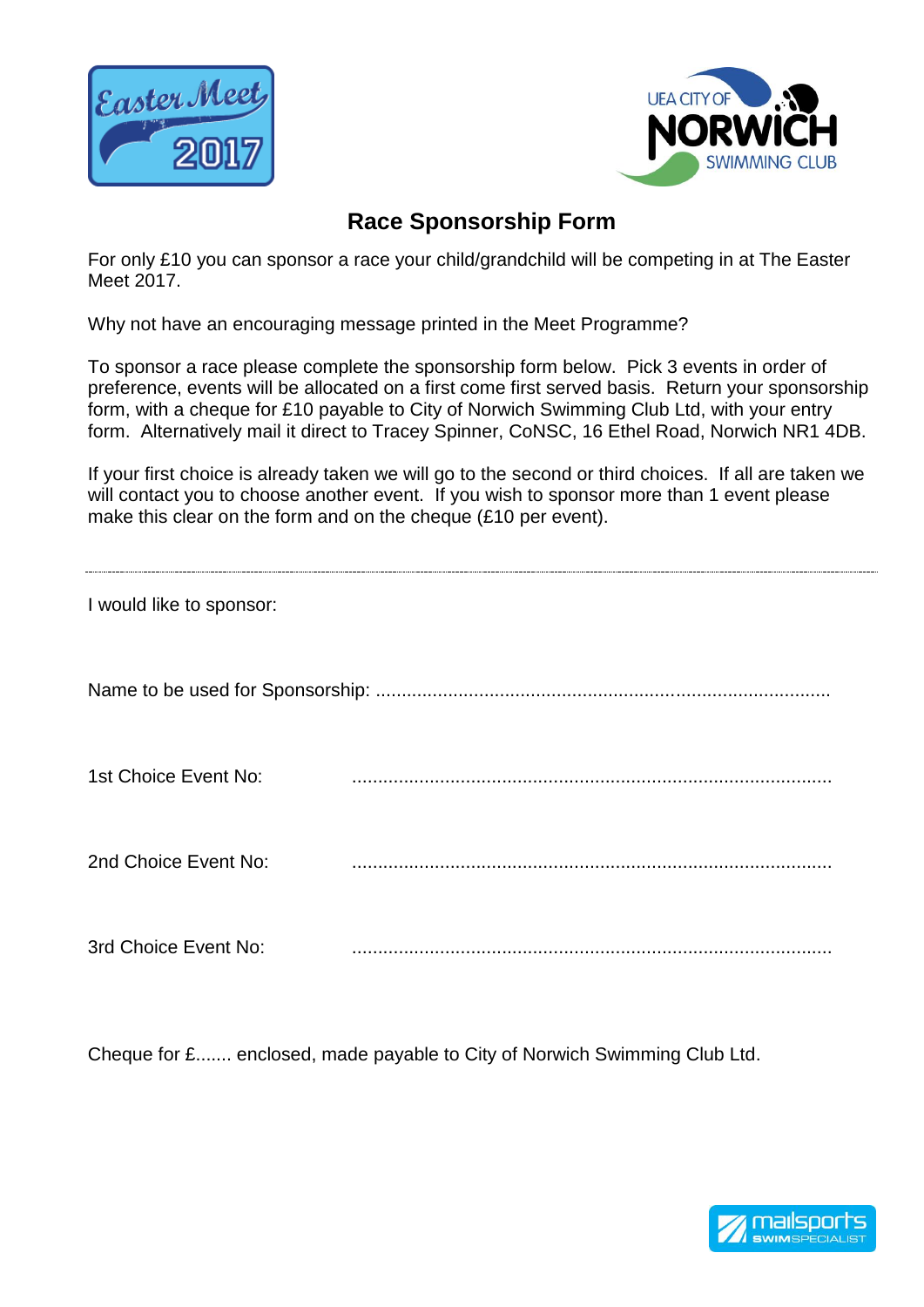# Race Sponsorship Form

For only £10 you can sponsor a race your child/grandchild will be competing in at The Easter Meet 2017.

Why not have an encouraging message printed in the Meet Programme?

To sponsor a race please complete the sponsorship form below. Pick 3 events in order of preference, events will be allocated on a first come first served basis. Return your sponsorship form, with a cheque for £10 payable to City of Norwich Swimming Club Ltd, with your entry form. Alternatively mail it direct to Tracey Spinner, CoNSC, 16 Ethel Road, Norwich NR1 4DB.

If your first choice is already taken we will go to the second or third choices. If all are taken we will contact you to choose another event. If you wish to sponsor more than 1 event please make this clear on the form and on the cheque (£10 per event).

---

I would like to sponsor:

Name to be used for Sponsorship: ......................................................................................

1st Choice Event No: ............................................................................................

2nd Choice Event No: ............................................................................................

3rd Choice Event No: ............................................................................................

Cheque for £....... enclosed, made payable to City of Norwich Swimming Club Ltd.